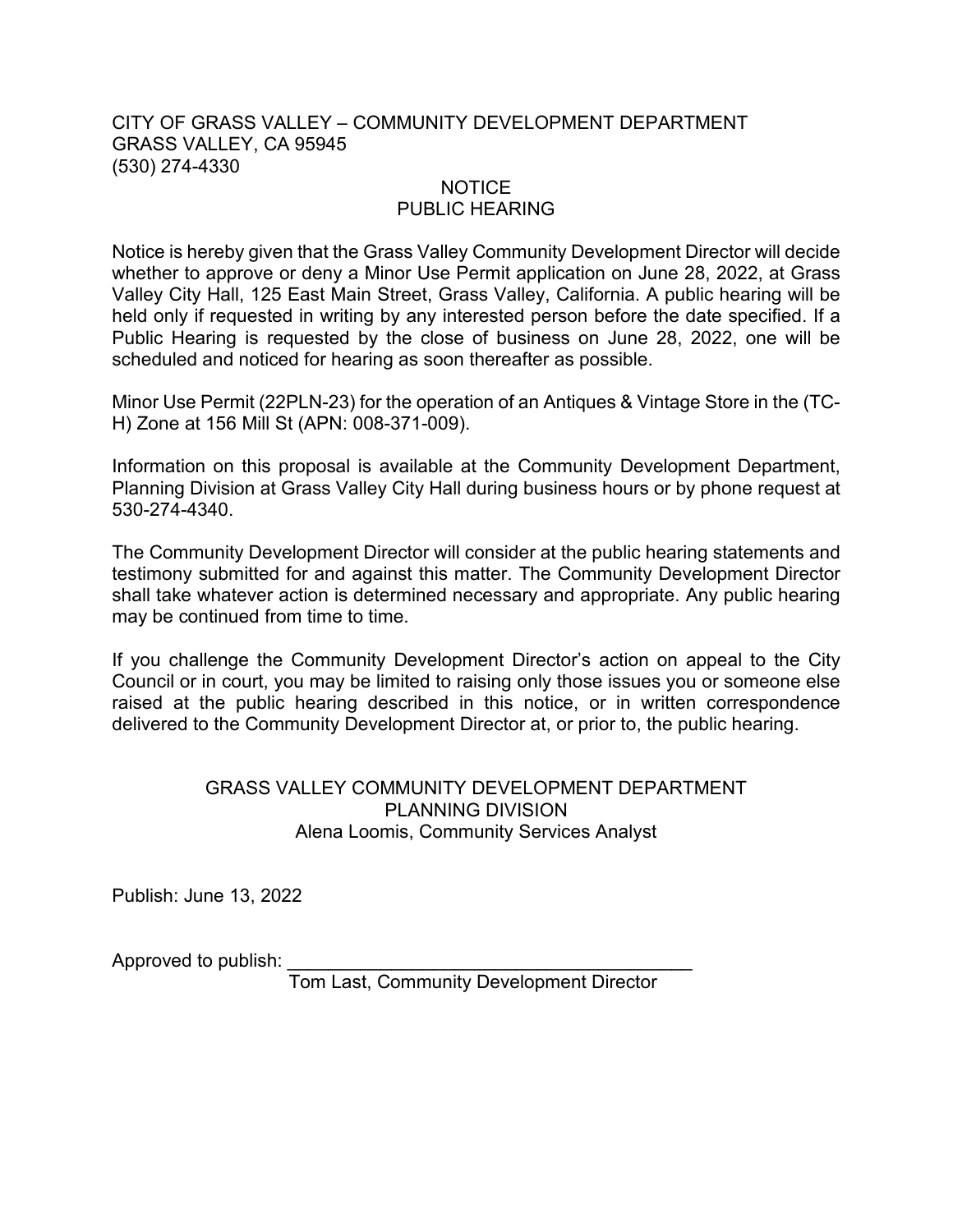CITY OF GRASS VALLEY – COMMUNITY DEVELOPMENT DEPARTMENT
GRASS VALLEY, CA 95945
(530) 274-4330

NOTICE
PUBLIC HEARING

Notice is hereby given that the Grass Valley Community Development Director will decide whether to approve or deny a Minor Use Permit application on June 28, 2022, at Grass Valley City Hall, 125 East Main Street, Grass Valley, California. A public hearing will be held only if requested in writing by any interested person before the date specified. If a Public Hearing is requested by the close of business on June 28, 2022, one will be scheduled and noticed for hearing as soon thereafter as possible.

Minor Use Permit (22PLN-23) for the operation of an Antiques & Vintage Store in the (TC-H) Zone at 156 Mill St (APN: 008-371-009).

Information on this proposal is available at the Community Development Department, Planning Division at Grass Valley City Hall during business hours or by phone request at 530-274-4340.

The Community Development Director will consider at the public hearing statements and testimony submitted for and against this matter. The Community Development Director shall take whatever action is determined necessary and appropriate. Any public hearing may be continued from time to time.

If you challenge the Community Development Director's action on appeal to the City Council or in court, you may be limited to raising only those issues you or someone else raised at the public hearing described in this notice, or in written correspondence delivered to the Community Development Director at, or prior to, the public hearing.

GRASS VALLEY COMMUNITY DEVELOPMENT DEPARTMENT
PLANNING DIVISION
Alena Loomis, Community Services Analyst

Publish: June 13, 2022

Approved to publish: ________________________________________
Tom Last, Community Development Director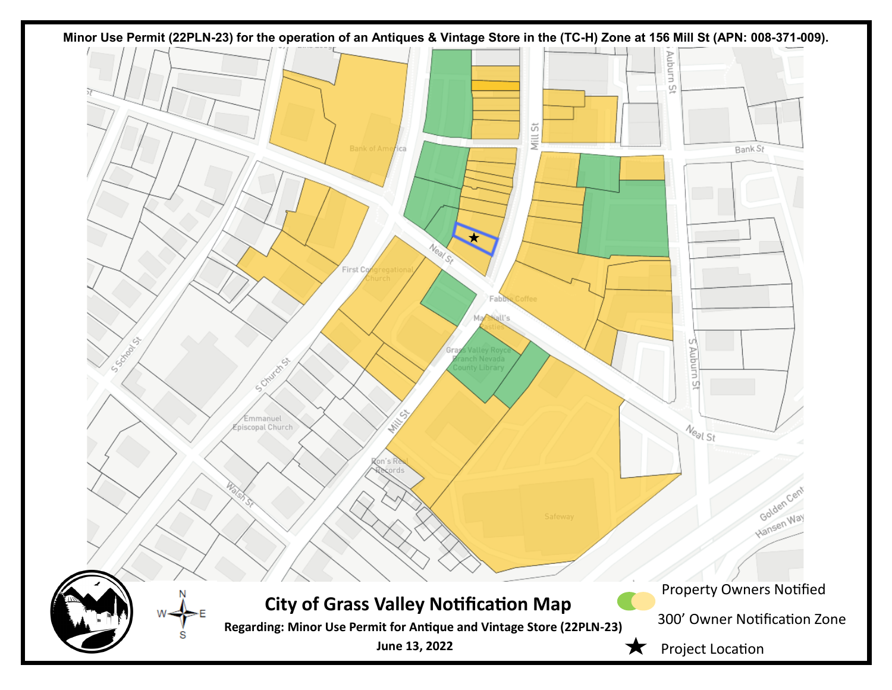**Minor Use Permit (22PLN-23) for the operation of an Antiques & Vintage Store in the (TC-H) Zone at 156 Mill St (APN: 008-371-009).**

Bank of America
Bank St
Mill St
Auburn St
Neal St
First Congregational Church
Fabble Coffee
Marshall's Pasties
Grass Valley Royce Branch Nevada County Library
S School St
S Church St
Emmanuel Episcopal Church
Mill St
Ron's Real Records
Walsh St
S Auburn St
Neal St
Safeway
Golden Center
Hansen Way

## City of Grass Valley Notification Map

**Regarding: Minor Use Permit for Antique and Vintage Store (22PLN-23)**

**June 13, 2022**

N
W E
S

Property Owners Notified

300' Owner Notification Zone

★ Project Location